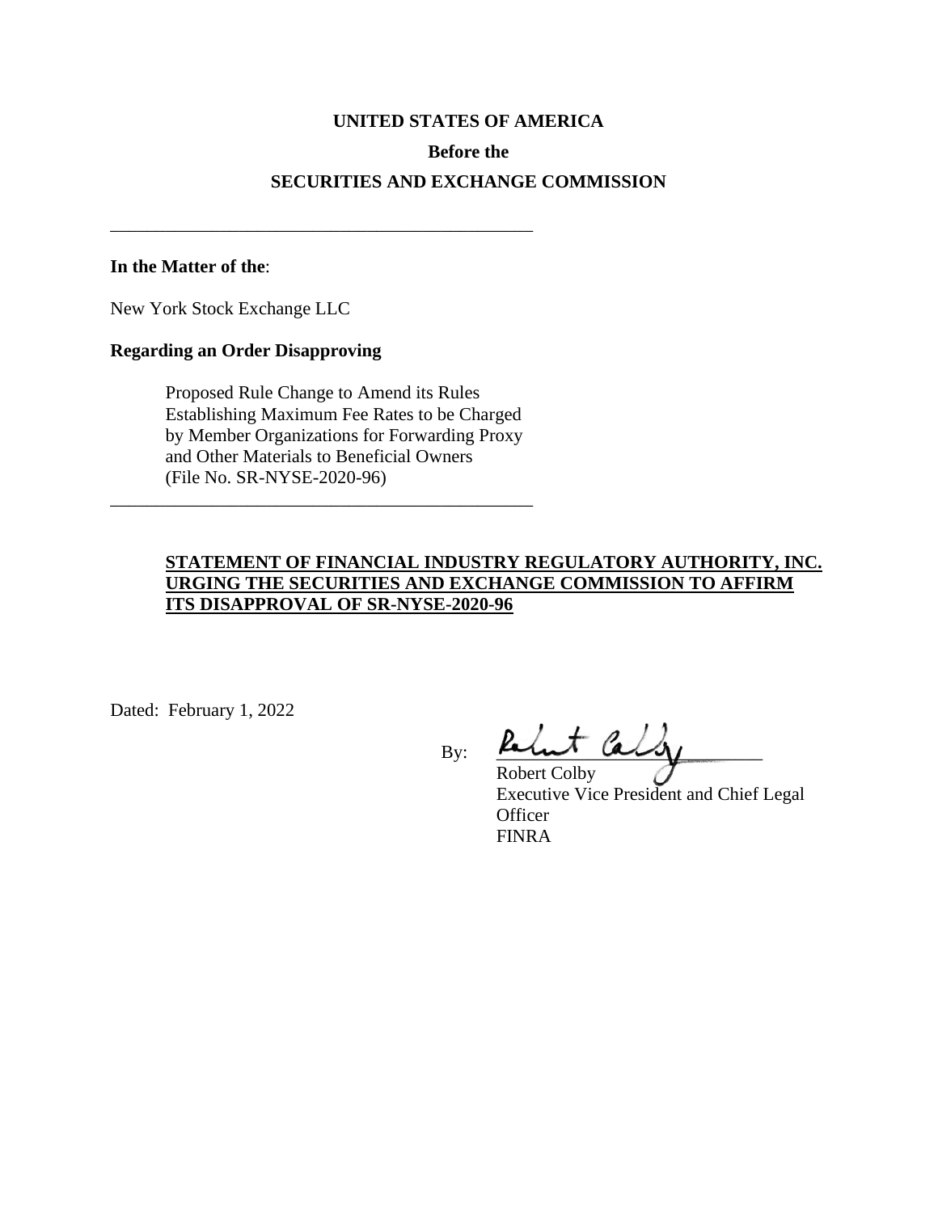**UNITED STATES OF AMERICA**

**Before the**

**SECURITIES AND EXCHANGE COMMISSION**

---

**In the Matter of the**:

New York Stock Exchange LLC

**Regarding an Order Disapproving**

> Proposed Rule Change to Amend its Rules Establishing Maximum Fee Rates to be Charged by Member Organizations for Forwarding Proxy and Other Materials to Beneficial Owners (File No. SR-NYSE-2020-96)

---

**STATEMENT OF FINANCIAL INDUSTRY REGULATORY AUTHORITY, INC. URGING THE SECURITIES AND EXCHANGE COMMISSION TO AFFIRM ITS DISAPPROVAL OF SR-NYSE-2020-96**

Dated: February 1, 2022

By: Robert Colby

Robert Colby
Executive Vice President and Chief Legal Officer
FINRA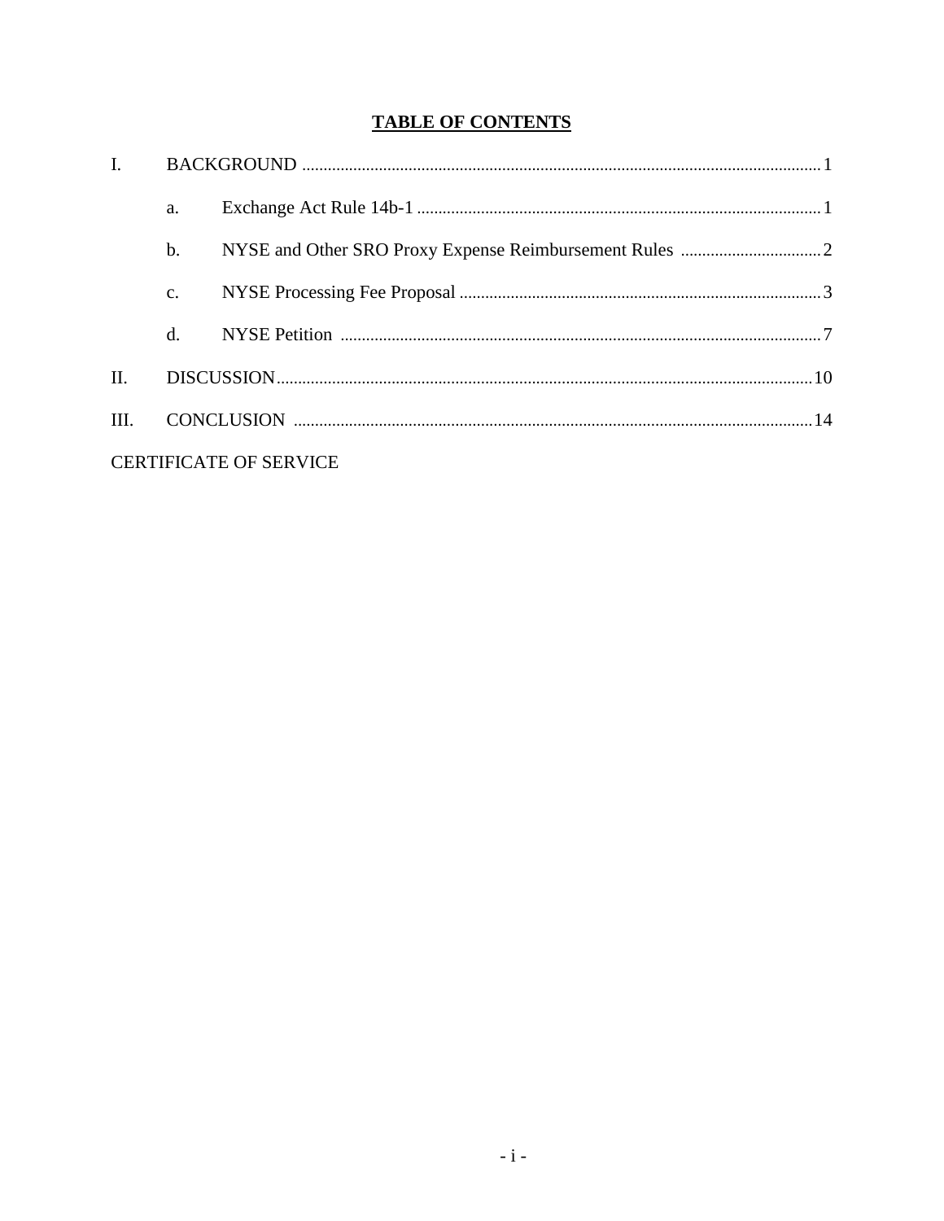## TABLE OF CONTENTS

I. BACKGROUND ........................................................ 1

  a. Exchange Act Rule 14b-1 ........................................ 1

  b. NYSE and Other SRO Proxy Expense Reimbursement Rules ........ 2

  c. NYSE Processing Fee Proposal .................................. 3

  d. NYSE Petition ........................................................ 7

II. DISCUSSION ........................................................ 10

III. CONCLUSION ...................................................... 14

CERTIFICATE OF SERVICE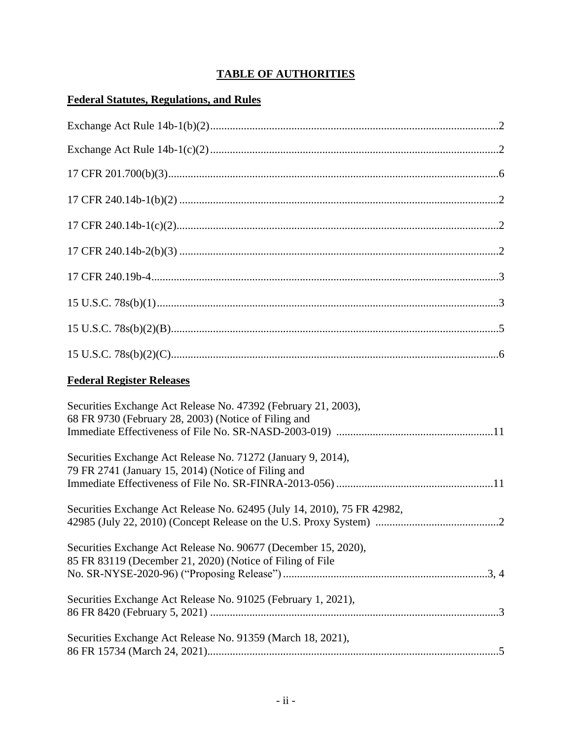# TABLE OF AUTHORITIES

## Federal Statutes, Regulations, and Rules

Exchange Act Rule 14b-1(b)(2).......................................................................................................2

Exchange Act Rule 14b-1(c)(2).......................................................................................................2

17 CFR 201.700(b)(3).....................................................................................................................6

17 CFR 240.14b-1(b)(2) .................................................................................................................2

17 CFR 240.14b-1(c)(2)..................................................................................................................2

17 CFR 240.14b-2(b)(3) .................................................................................................................2

17 CFR 240.19b-4...........................................................................................................................3

15 U.S.C. 78s(b)(1).........................................................................................................................3

15 U.S.C. 78s(b)(2)(B)....................................................................................................................5

15 U.S.C. 78s(b)(2)(C)....................................................................................................................6

## Federal Register Releases

Securities Exchange Act Release No. 47392 (February 21, 2003), 68 FR 9730 (February 28, 2003) (Notice of Filing and Immediate Effectiveness of File No. SR-NASD-2003-019) .......................................................11

Securities Exchange Act Release No. 71272 (January 9, 2014), 79 FR 2741 (January 15, 2014) (Notice of Filing and Immediate Effectiveness of File No. SR-FINRA-2013-056) .......................................................11

Securities Exchange Act Release No. 62495 (July 14, 2010), 75 FR 42982, 42985 (July 22, 2010) (Concept Release on the U.S. Proxy System) ...........................................2

Securities Exchange Act Release No. 90677 (December 15, 2020), 85 FR 83119 (December 21, 2020) (Notice of Filing of File No. SR-NYSE-2020-96) ("Proposing Release") ........................................................................3, 4

Securities Exchange Act Release No. 91025 (February 1, 2021), 86 FR 8420 (February 5, 2021) .......................................................................................................3

Securities Exchange Act Release No. 91359 (March 18, 2021), 86 FR 15734 (March 24, 2021).......................................................................................................5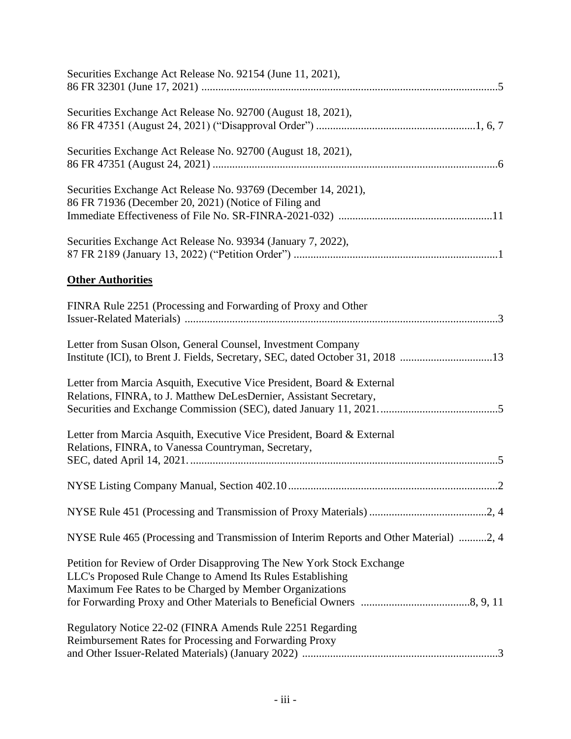Securities Exchange Act Release No. 92154 (June 11, 2021), 86 FR 32301 (June 17, 2021) ....................................................................................................5

Securities Exchange Act Release No. 92700 (August 18, 2021), 86 FR 47351 (August 24, 2021) ("Disapproval Order") .......................................................1, 6, 7

Securities Exchange Act Release No. 92700 (August 18, 2021), 86 FR 47351 (August 24, 2021) ....................................................................................................6

Securities Exchange Act Release No. 93769 (December 14, 2021), 86 FR 71936 (December 20, 2021) (Notice of Filing and Immediate Effectiveness of File No. SR-FINRA-2021-032) ......................................................11

Securities Exchange Act Release No. 93934 (January 7, 2022), 87 FR 2189 (January 13, 2022) ("Petition Order") ........................................................................1

**Other Authorities**

FINRA Rule 2251 (Processing and Forwarding of Proxy and Other Issuer-Related Materials) ...............................................................................................3

Letter from Susan Olson, General Counsel, Investment Company Institute (ICI), to Brent J. Fields, Secretary, SEC, dated October 31, 2018 ................................13

Letter from Marcia Asquith, Executive Vice President, Board & External Relations, FINRA, to J. Matthew DeLesDernier, Assistant Secretary, Securities and Exchange Commission (SEC), dated January 11, 2021...........................................5

Letter from Marcia Asquith, Executive Vice President, Board & External Relations, FINRA, to Vanessa Countryman, Secretary, SEC, dated April 14, 2021...........................................................................................................5

NYSE Listing Company Manual, Section 402.10..........................................................................2

NYSE Rule 451 (Processing and Transmission of Proxy Materials)..........................................2, 4

NYSE Rule 465 (Processing and Transmission of Interim Reports and Other Material) ..........2, 4

Petition for Review of Order Disapproving The New York Stock Exchange LLC's Proposed Rule Change to Amend Its Rules Establishing Maximum Fee Rates to be Charged by Member Organizations for Forwarding Proxy and Other Materials to Beneficial Owners ......................................8, 9, 11

Regulatory Notice 22-02 (FINRA Amends Rule 2251 Regarding Reimbursement Rates for Processing and Forwarding Proxy and Other Issuer-Related Materials) (January 2022) .....................................................................3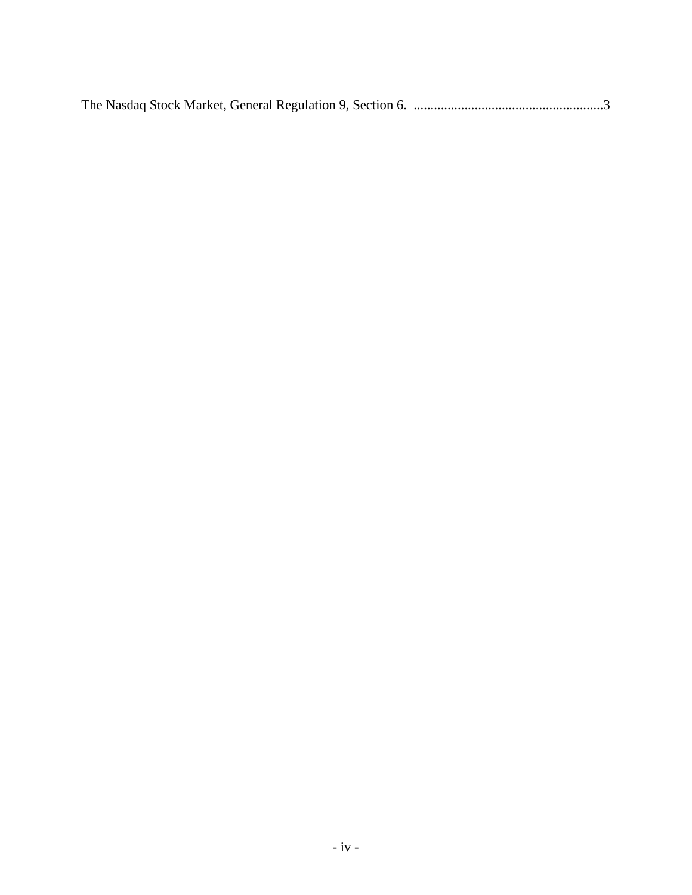The Nasdaq Stock Market, General Regulation 9, Section 6. ........................................................3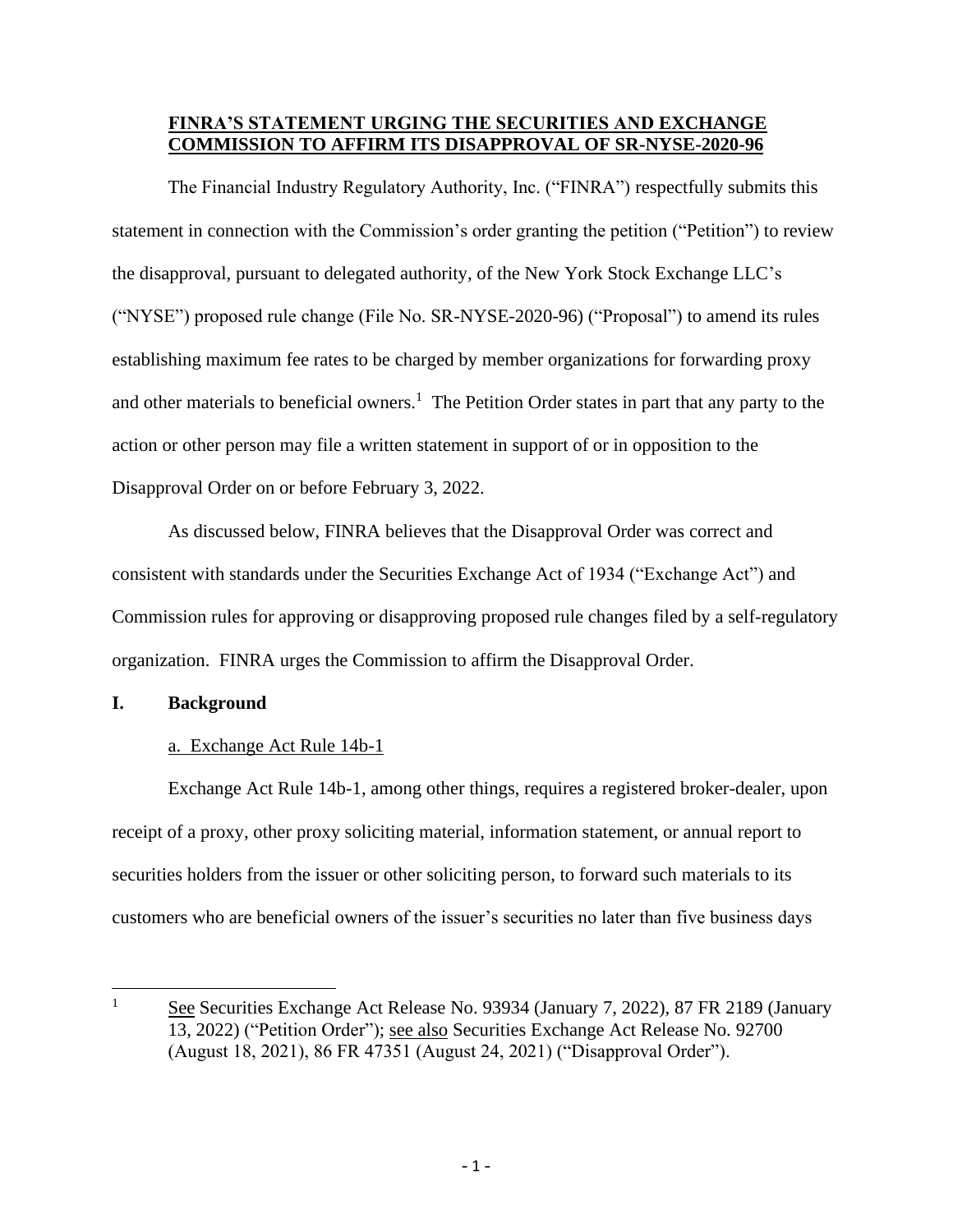**FINRA'S STATEMENT URGING THE SECURITIES AND EXCHANGE COMMISSION TO AFFIRM ITS DISAPPROVAL OF SR-NYSE-2020-96**

The Financial Industry Regulatory Authority, Inc. ("FINRA") respectfully submits this statement in connection with the Commission's order granting the petition ("Petition") to review the disapproval, pursuant to delegated authority, of the New York Stock Exchange LLC's ("NYSE") proposed rule change (File No. SR-NYSE-2020-96) ("Proposal") to amend its rules establishing maximum fee rates to be charged by member organizations for forwarding proxy and other materials to beneficial owners.[1] The Petition Order states in part that any party to the action or other person may file a written statement in support of or in opposition to the Disapproval Order on or before February 3, 2022.

As discussed below, FINRA believes that the Disapproval Order was correct and consistent with standards under the Securities Exchange Act of 1934 ("Exchange Act") and Commission rules for approving or disapproving proposed rule changes filed by a self-regulatory organization. FINRA urges the Commission to affirm the Disapproval Order.

## I. Background

### a. Exchange Act Rule 14b-1

Exchange Act Rule 14b-1, among other things, requires a registered broker-dealer, upon receipt of a proxy, other proxy soliciting material, information statement, or annual report to securities holders from the issuer or other soliciting person, to forward such materials to its customers who are beneficial owners of the issuer's securities no later than five business days

---

[1] See Securities Exchange Act Release No. 93934 (January 7, 2022), 87 FR 2189 (January 13, 2022) ("Petition Order"); see also Securities Exchange Act Release No. 92700 (August 18, 2021), 86 FR 47351 (August 24, 2021) ("Disapproval Order").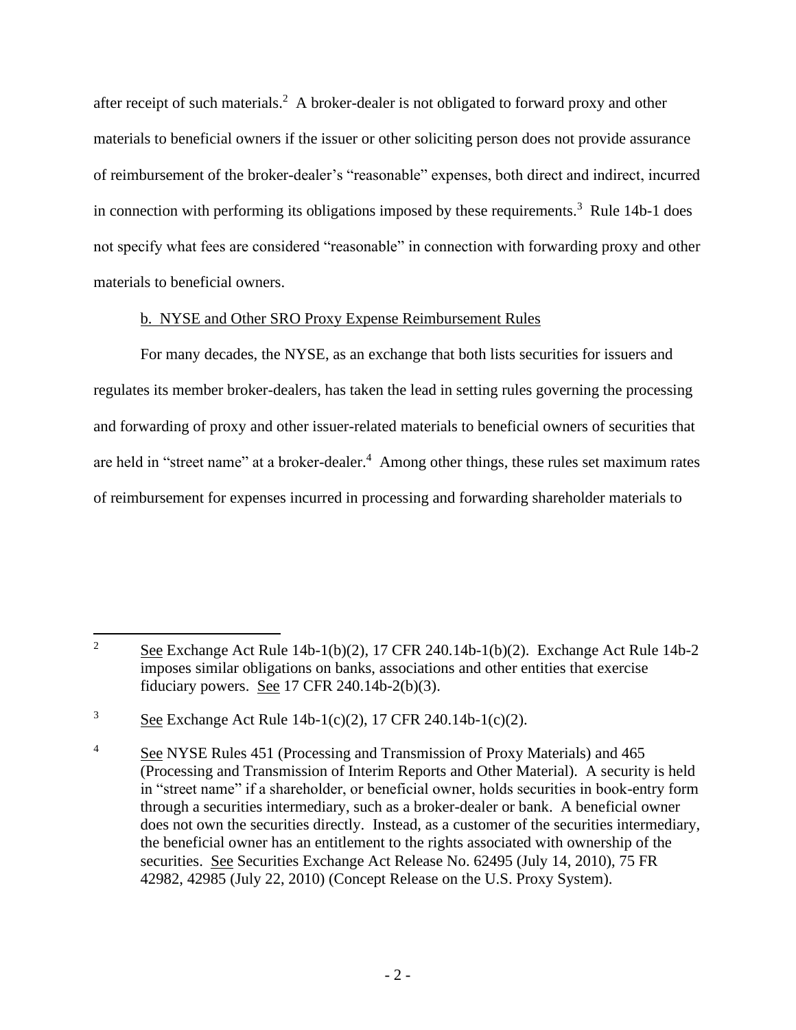after receipt of such materials.[2] A broker-dealer is not obligated to forward proxy and other materials to beneficial owners if the issuer or other soliciting person does not provide assurance of reimbursement of the broker-dealer's "reasonable" expenses, both direct and indirect, incurred in connection with performing its obligations imposed by these requirements.[3] Rule 14b-1 does not specify what fees are considered "reasonable" in connection with forwarding proxy and other materials to beneficial owners.

b. NYSE and Other SRO Proxy Expense Reimbursement Rules

For many decades, the NYSE, as an exchange that both lists securities for issuers and regulates its member broker-dealers, has taken the lead in setting rules governing the processing and forwarding of proxy and other issuer-related materials to beneficial owners of securities that are held in "street name" at a broker-dealer.[4] Among other things, these rules set maximum rates of reimbursement for expenses incurred in processing and forwarding shareholder materials to

---

[2] See Exchange Act Rule 14b-1(b)(2), 17 CFR 240.14b-1(b)(2). Exchange Act Rule 14b-2 imposes similar obligations on banks, associations and other entities that exercise fiduciary powers. See 17 CFR 240.14b-2(b)(3).

[3] See Exchange Act Rule 14b-1(c)(2), 17 CFR 240.14b-1(c)(2).

[4] See NYSE Rules 451 (Processing and Transmission of Proxy Materials) and 465 (Processing and Transmission of Interim Reports and Other Material). A security is held in "street name" if a shareholder, or beneficial owner, holds securities in book-entry form through a securities intermediary, such as a broker-dealer or bank. A beneficial owner does not own the securities directly. Instead, as a customer of the securities intermediary, the beneficial owner has an entitlement to the rights associated with ownership of the securities. See Securities Exchange Act Release No. 62495 (July 14, 2010), 75 FR 42982, 42985 (July 22, 2010) (Concept Release on the U.S. Proxy System).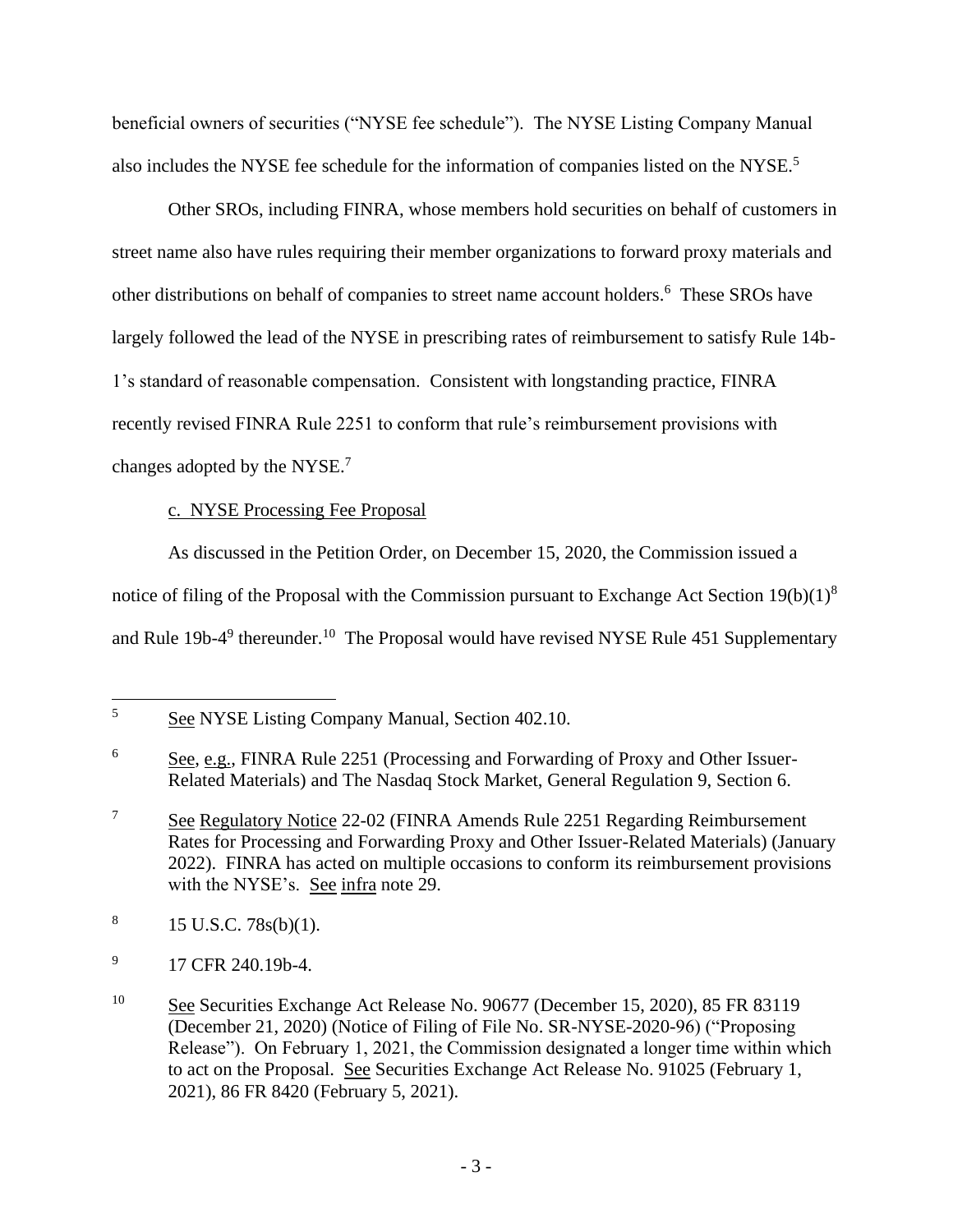beneficial owners of securities ("NYSE fee schedule"). The NYSE Listing Company Manual also includes the NYSE fee schedule for the information of companies listed on the NYSE.[5]

Other SROs, including FINRA, whose members hold securities on behalf of customers in street name also have rules requiring their member organizations to forward proxy materials and other distributions on behalf of companies to street name account holders.[6] These SROs have largely followed the lead of the NYSE in prescribing rates of reimbursement to satisfy Rule 14b-1's standard of reasonable compensation. Consistent with longstanding practice, FINRA recently revised FINRA Rule 2251 to conform that rule's reimbursement provisions with changes adopted by the NYSE.[7]

c. NYSE Processing Fee Proposal

As discussed in the Petition Order, on December 15, 2020, the Commission issued a notice of filing of the Proposal with the Commission pursuant to Exchange Act Section 19(b)(1)[8] and Rule 19b-4[9] thereunder.[10] The Proposal would have revised NYSE Rule 451 Supplementary

---

[5] See NYSE Listing Company Manual, Section 402.10.

[6] See, e.g., FINRA Rule 2251 (Processing and Forwarding of Proxy and Other Issuer-Related Materials) and The Nasdaq Stock Market, General Regulation 9, Section 6.

[7] See Regulatory Notice 22-02 (FINRA Amends Rule 2251 Regarding Reimbursement Rates for Processing and Forwarding Proxy and Other Issuer-Related Materials) (January 2022). FINRA has acted on multiple occasions to conform its reimbursement provisions with the NYSE's. See infra note 29.

[8] 15 U.S.C. 78s(b)(1).

[9] 17 CFR 240.19b-4.

[10] See Securities Exchange Act Release No. 90677 (December 15, 2020), 85 FR 83119 (December 21, 2020) (Notice of Filing of File No. SR-NYSE-2020-96) ("Proposing Release"). On February 1, 2021, the Commission designated a longer time within which to act on the Proposal. See Securities Exchange Act Release No. 91025 (February 1, 2021), 86 FR 8420 (February 5, 2021).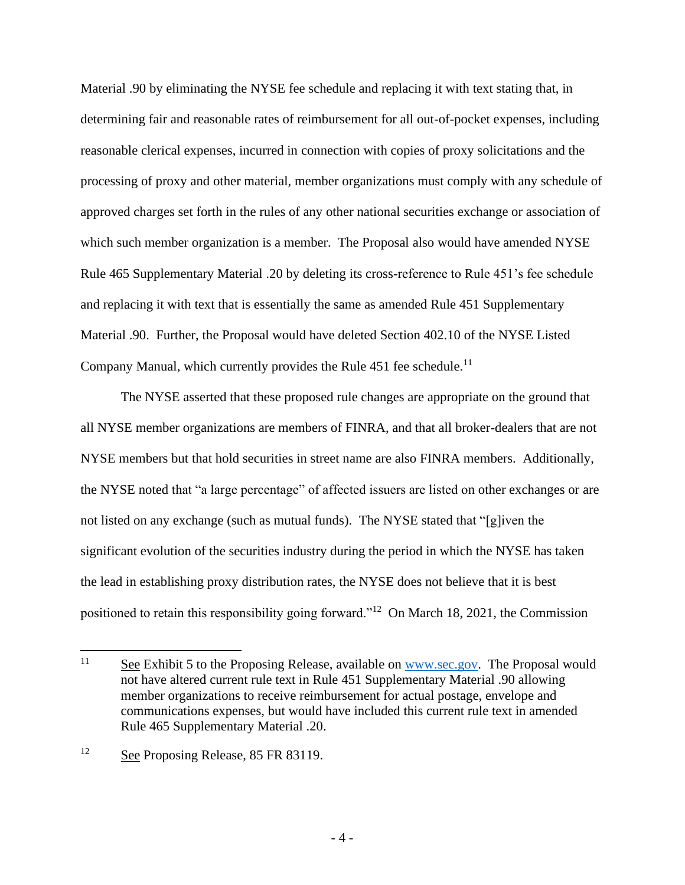Material .90 by eliminating the NYSE fee schedule and replacing it with text stating that, in determining fair and reasonable rates of reimbursement for all out-of-pocket expenses, including reasonable clerical expenses, incurred in connection with copies of proxy solicitations and the processing of proxy and other material, member organizations must comply with any schedule of approved charges set forth in the rules of any other national securities exchange or association of which such member organization is a member. The Proposal also would have amended NYSE Rule 465 Supplementary Material .20 by deleting its cross-reference to Rule 451's fee schedule and replacing it with text that is essentially the same as amended Rule 451 Supplementary Material .90. Further, the Proposal would have deleted Section 402.10 of the NYSE Listed Company Manual, which currently provides the Rule 451 fee schedule.[11]

The NYSE asserted that these proposed rule changes are appropriate on the ground that all NYSE member organizations are members of FINRA, and that all broker-dealers that are not NYSE members but that hold securities in street name are also FINRA members. Additionally, the NYSE noted that "a large percentage" of affected issuers are listed on other exchanges or are not listed on any exchange (such as mutual funds). The NYSE stated that "[g]iven the significant evolution of the securities industry during the period in which the NYSE has taken the lead in establishing proxy distribution rates, the NYSE does not believe that it is best positioned to retain this responsibility going forward."[12] On March 18, 2021, the Commission

---

[11] See Exhibit 5 to the Proposing Release, available on www.sec.gov. The Proposal would not have altered current rule text in Rule 451 Supplementary Material .90 allowing member organizations to receive reimbursement for actual postage, envelope and communications expenses, but would have included this current rule text in amended Rule 465 Supplementary Material .20.

[12] See Proposing Release, 85 FR 83119.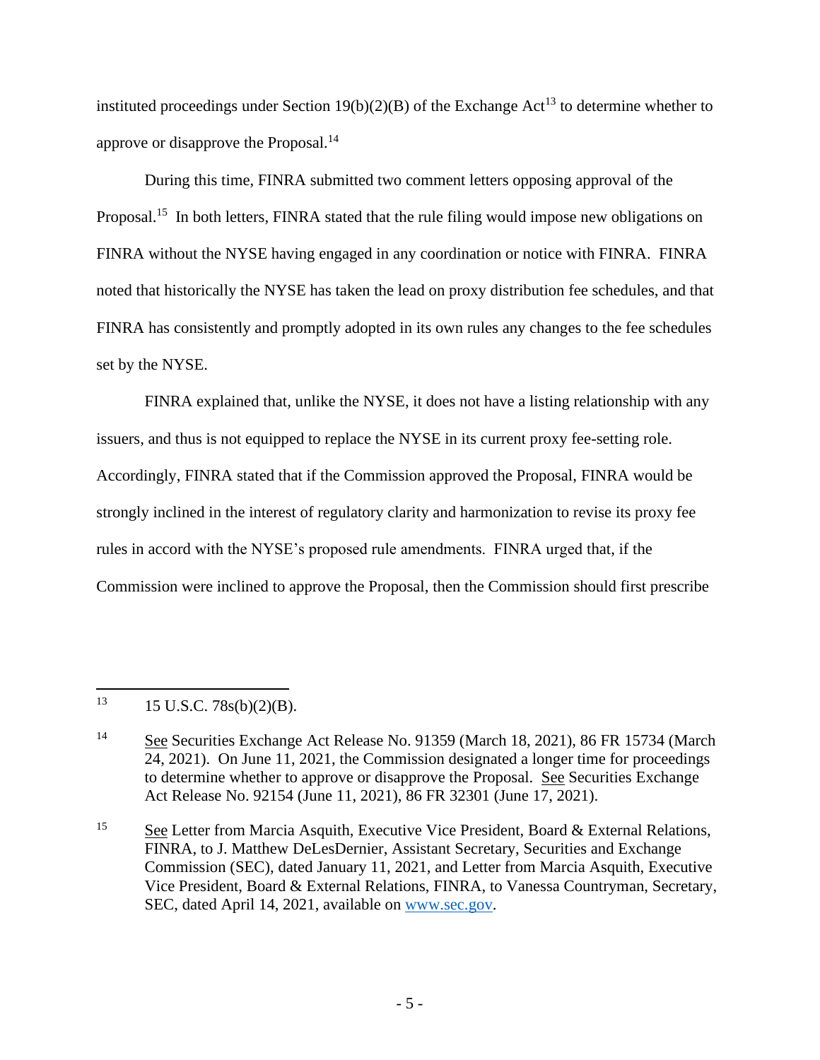instituted proceedings under Section 19(b)(2)(B) of the Exchange Act[13] to determine whether to approve or disapprove the Proposal.[14]

During this time, FINRA submitted two comment letters opposing approval of the Proposal.[15] In both letters, FINRA stated that the rule filing would impose new obligations on FINRA without the NYSE having engaged in any coordination or notice with FINRA. FINRA noted that historically the NYSE has taken the lead on proxy distribution fee schedules, and that FINRA has consistently and promptly adopted in its own rules any changes to the fee schedules set by the NYSE.

FINRA explained that, unlike the NYSE, it does not have a listing relationship with any issuers, and thus is not equipped to replace the NYSE in its current proxy fee-setting role. Accordingly, FINRA stated that if the Commission approved the Proposal, FINRA would be strongly inclined in the interest of regulatory clarity and harmonization to revise its proxy fee rules in accord with the NYSE's proposed rule amendments. FINRA urged that, if the Commission were inclined to approve the Proposal, then the Commission should first prescribe

---

[13] 15 U.S.C. 78s(b)(2)(B).

[14] See Securities Exchange Act Release No. 91359 (March 18, 2021), 86 FR 15734 (March 24, 2021). On June 11, 2021, the Commission designated a longer time for proceedings to determine whether to approve or disapprove the Proposal. See Securities Exchange Act Release No. 92154 (June 11, 2021), 86 FR 32301 (June 17, 2021).

[15] See Letter from Marcia Asquith, Executive Vice President, Board & External Relations, FINRA, to J. Matthew DeLesDernier, Assistant Secretary, Securities and Exchange Commission (SEC), dated January 11, 2021, and Letter from Marcia Asquith, Executive Vice President, Board & External Relations, FINRA, to Vanessa Countryman, Secretary, SEC, dated April 14, 2021, available on www.sec.gov.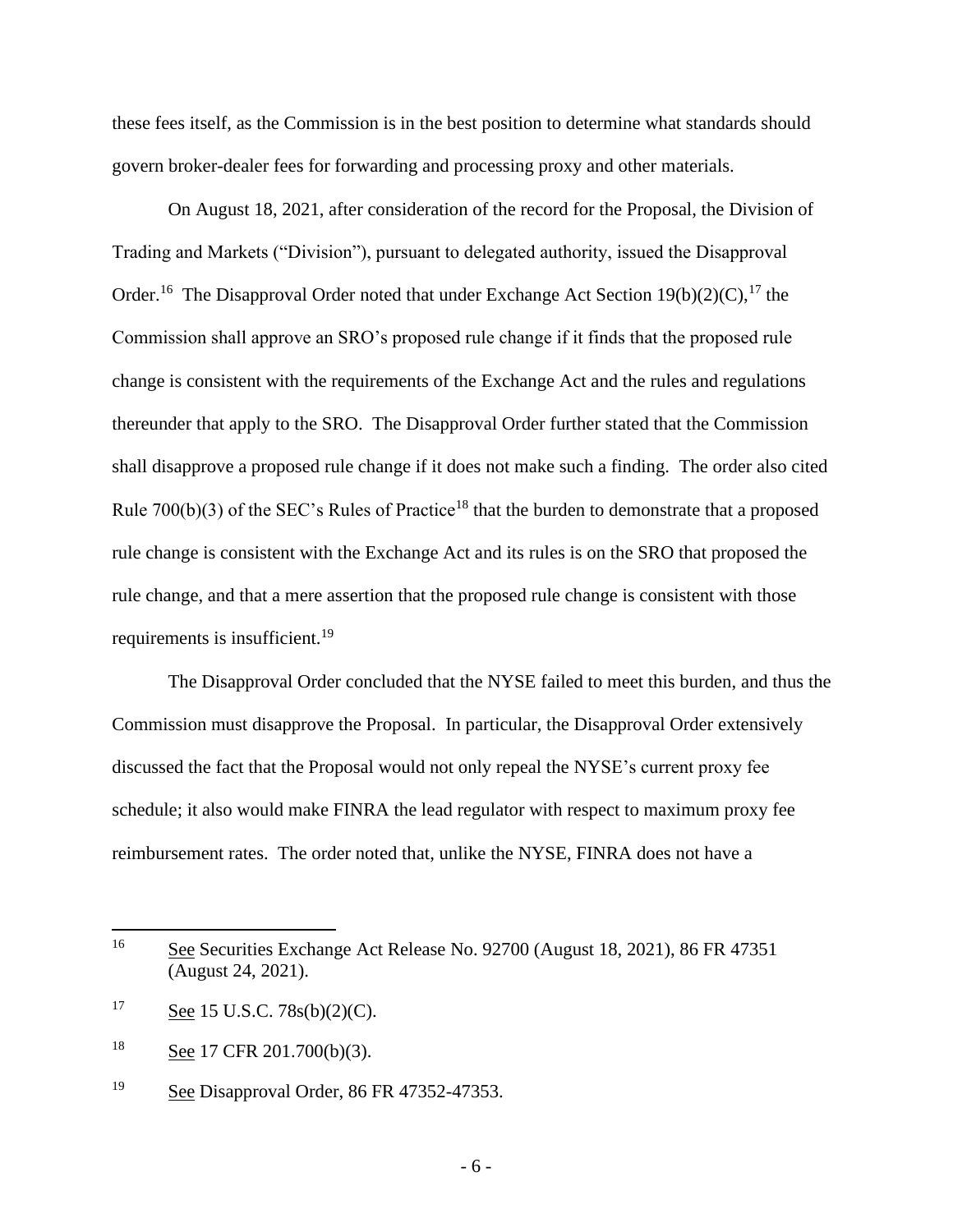these fees itself, as the Commission is in the best position to determine what standards should govern broker-dealer fees for forwarding and processing proxy and other materials.

On August 18, 2021, after consideration of the record for the Proposal, the Division of Trading and Markets ("Division"), pursuant to delegated authority, issued the Disapproval Order.[16] The Disapproval Order noted that under Exchange Act Section 19(b)(2)(C),[17] the Commission shall approve an SRO's proposed rule change if it finds that the proposed rule change is consistent with the requirements of the Exchange Act and the rules and regulations thereunder that apply to the SRO. The Disapproval Order further stated that the Commission shall disapprove a proposed rule change if it does not make such a finding. The order also cited Rule 700(b)(3) of the SEC's Rules of Practice[18] that the burden to demonstrate that a proposed rule change is consistent with the Exchange Act and its rules is on the SRO that proposed the rule change, and that a mere assertion that the proposed rule change is consistent with those requirements is insufficient.[19]

The Disapproval Order concluded that the NYSE failed to meet this burden, and thus the Commission must disapprove the Proposal. In particular, the Disapproval Order extensively discussed the fact that the Proposal would not only repeal the NYSE's current proxy fee schedule; it also would make FINRA the lead regulator with respect to maximum proxy fee reimbursement rates. The order noted that, unlike the NYSE, FINRA does not have a

---

[16] See Securities Exchange Act Release No. 92700 (August 18, 2021), 86 FR 47351 (August 24, 2021).

[17] See 15 U.S.C. 78s(b)(2)(C).

[18] See 17 CFR 201.700(b)(3).

[19] See Disapproval Order, 86 FR 47352-47353.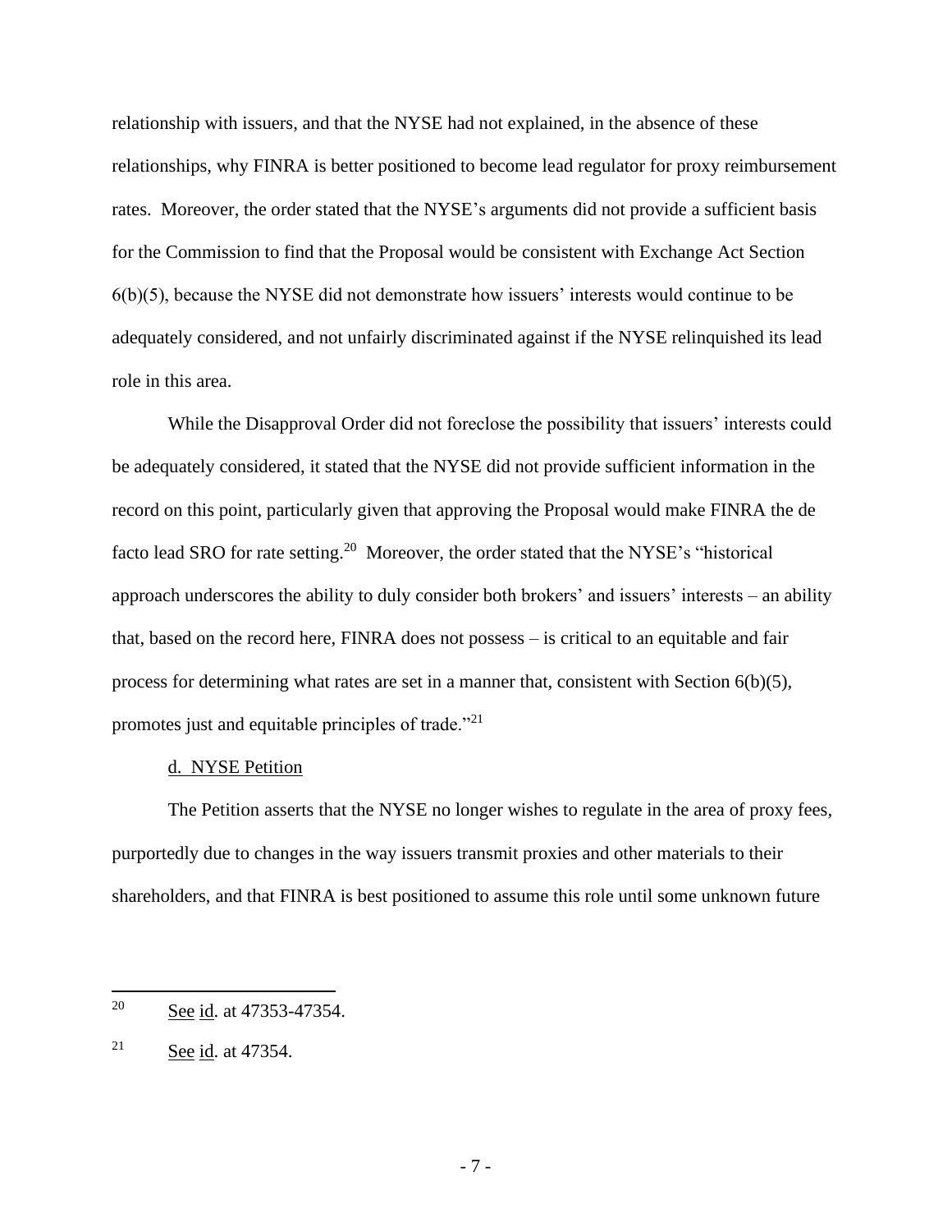relationship with issuers, and that the NYSE had not explained, in the absence of these relationships, why FINRA is better positioned to become lead regulator for proxy reimbursement rates. Moreover, the order stated that the NYSE's arguments did not provide a sufficient basis for the Commission to find that the Proposal would be consistent with Exchange Act Section 6(b)(5), because the NYSE did not demonstrate how issuers' interests would continue to be adequately considered, and not unfairly discriminated against if the NYSE relinquished its lead role in this area.

While the Disapproval Order did not foreclose the possibility that issuers' interests could be adequately considered, it stated that the NYSE did not provide sufficient information in the record on this point, particularly given that approving the Proposal would make FINRA the de facto lead SRO for rate setting.[20] Moreover, the order stated that the NYSE's "historical approach underscores the ability to duly consider both brokers' and issuers' interests – an ability that, based on the record here, FINRA does not possess – is critical to an equitable and fair process for determining what rates are set in a manner that, consistent with Section 6(b)(5), promotes just and equitable principles of trade."[21]

d. NYSE Petition

The Petition asserts that the NYSE no longer wishes to regulate in the area of proxy fees, purportedly due to changes in the way issuers transmit proxies and other materials to their shareholders, and that FINRA is best positioned to assume this role until some unknown future

---

[20] See id. at 47353-47354.

[21] See id. at 47354.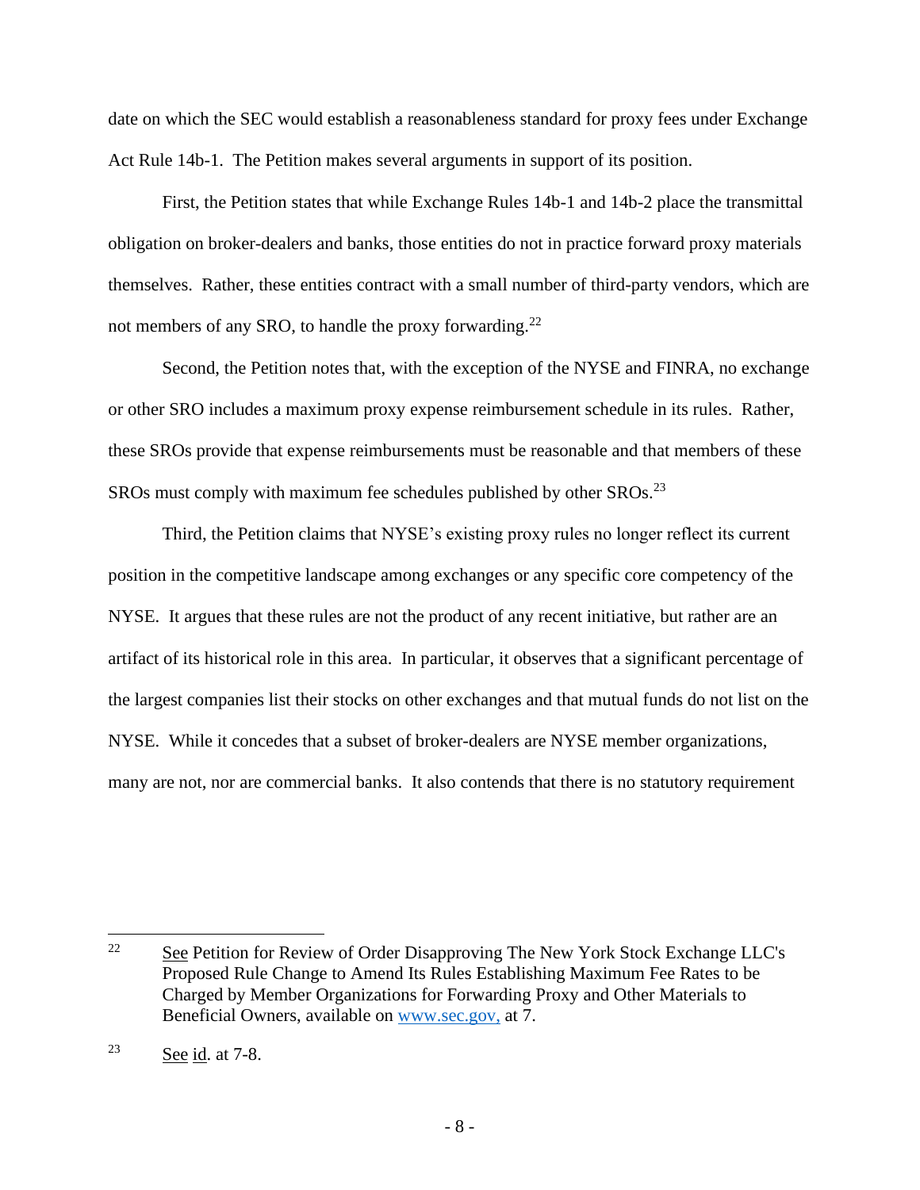date on which the SEC would establish a reasonableness standard for proxy fees under Exchange Act Rule 14b-1. The Petition makes several arguments in support of its position.

First, the Petition states that while Exchange Rules 14b-1 and 14b-2 place the transmittal obligation on broker-dealers and banks, those entities do not in practice forward proxy materials themselves. Rather, these entities contract with a small number of third-party vendors, which are not members of any SRO, to handle the proxy forwarding.[22]

Second, the Petition notes that, with the exception of the NYSE and FINRA, no exchange or other SRO includes a maximum proxy expense reimbursement schedule in its rules. Rather, these SROs provide that expense reimbursements must be reasonable and that members of these SROs must comply with maximum fee schedules published by other SROs.[23]

Third, the Petition claims that NYSE's existing proxy rules no longer reflect its current position in the competitive landscape among exchanges or any specific core competency of the NYSE. It argues that these rules are not the product of any recent initiative, but rather are an artifact of its historical role in this area. In particular, it observes that a significant percentage of the largest companies list their stocks on other exchanges and that mutual funds do not list on the NYSE. While it concedes that a subset of broker-dealers are NYSE member organizations, many are not, nor are commercial banks. It also contends that there is no statutory requirement

---

[22] See Petition for Review of Order Disapproving The New York Stock Exchange LLC's Proposed Rule Change to Amend Its Rules Establishing Maximum Fee Rates to be Charged by Member Organizations for Forwarding Proxy and Other Materials to Beneficial Owners, available on www.sec.gov, at 7.

[23] See id. at 7-8.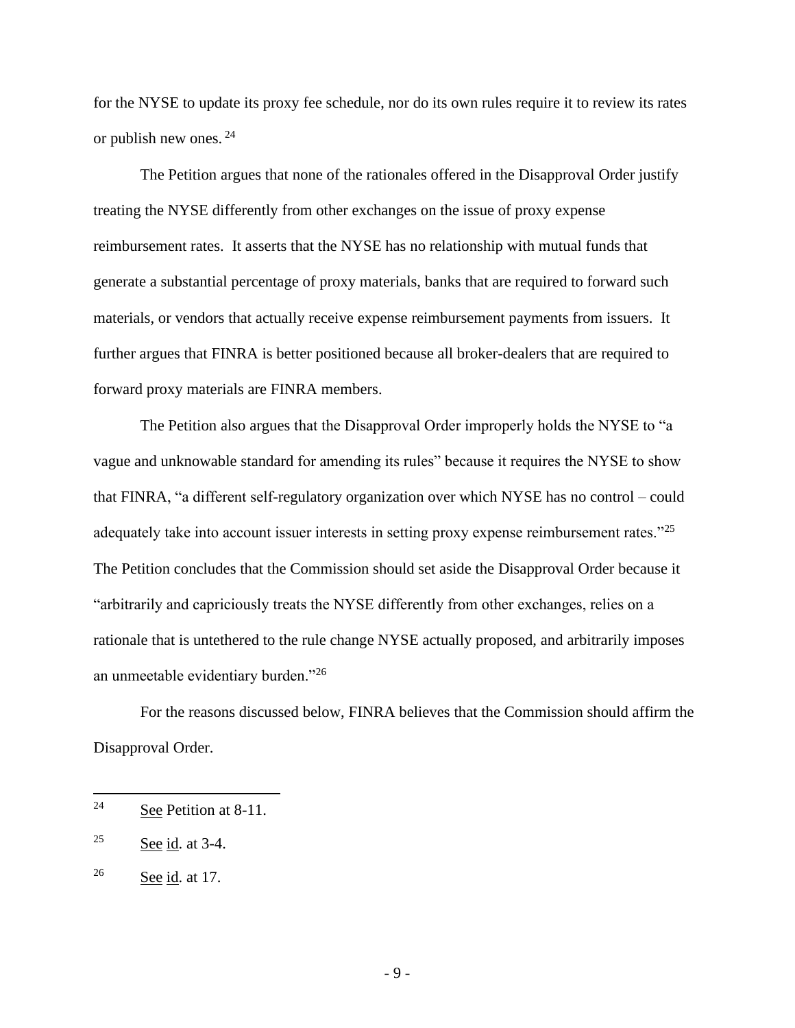for the NYSE to update its proxy fee schedule, nor do its own rules require it to review its rates or publish new ones. [24]

The Petition argues that none of the rationales offered in the Disapproval Order justify treating the NYSE differently from other exchanges on the issue of proxy expense reimbursement rates. It asserts that the NYSE has no relationship with mutual funds that generate a substantial percentage of proxy materials, banks that are required to forward such materials, or vendors that actually receive expense reimbursement payments from issuers. It further argues that FINRA is better positioned because all broker-dealers that are required to forward proxy materials are FINRA members.

The Petition also argues that the Disapproval Order improperly holds the NYSE to "a vague and unknowable standard for amending its rules" because it requires the NYSE to show that FINRA, "a different self-regulatory organization over which NYSE has no control – could adequately take into account issuer interests in setting proxy expense reimbursement rates."[25] The Petition concludes that the Commission should set aside the Disapproval Order because it "arbitrarily and capriciously treats the NYSE differently from other exchanges, relies on a rationale that is untethered to the rule change NYSE actually proposed, and arbitrarily imposes an unmeetable evidentiary burden."[26]

For the reasons discussed below, FINRA believes that the Commission should affirm the Disapproval Order.

---

[24] See Petition at 8-11.

[25] See id. at 3-4.

[26] See id. at 17.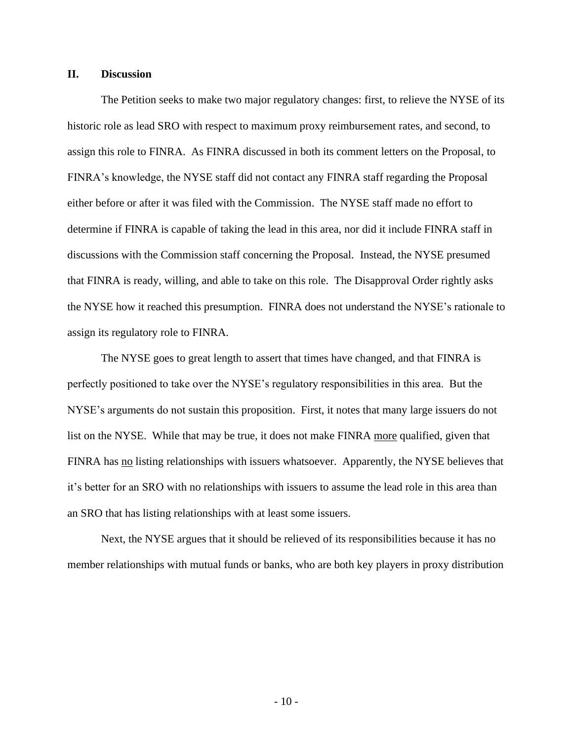## II. Discussion

The Petition seeks to make two major regulatory changes: first, to relieve the NYSE of its historic role as lead SRO with respect to maximum proxy reimbursement rates, and second, to assign this role to FINRA. As FINRA discussed in both its comment letters on the Proposal, to FINRA's knowledge, the NYSE staff did not contact any FINRA staff regarding the Proposal either before or after it was filed with the Commission. The NYSE staff made no effort to determine if FINRA is capable of taking the lead in this area, nor did it include FINRA staff in discussions with the Commission staff concerning the Proposal. Instead, the NYSE presumed that FINRA is ready, willing, and able to take on this role. The Disapproval Order rightly asks the NYSE how it reached this presumption. FINRA does not understand the NYSE's rationale to assign its regulatory role to FINRA.

The NYSE goes to great length to assert that times have changed, and that FINRA is perfectly positioned to take over the NYSE's regulatory responsibilities in this area. But the NYSE's arguments do not sustain this proposition. First, it notes that many large issuers do not list on the NYSE. While that may be true, it does not make FINRA <u>more</u> qualified, given that FINRA has <u>no</u> listing relationships with issuers whatsoever. Apparently, the NYSE believes that it's better for an SRO with no relationships with issuers to assume the lead role in this area than an SRO that has listing relationships with at least some issuers.

Next, the NYSE argues that it should be relieved of its responsibilities because it has no member relationships with mutual funds or banks, who are both key players in proxy distribution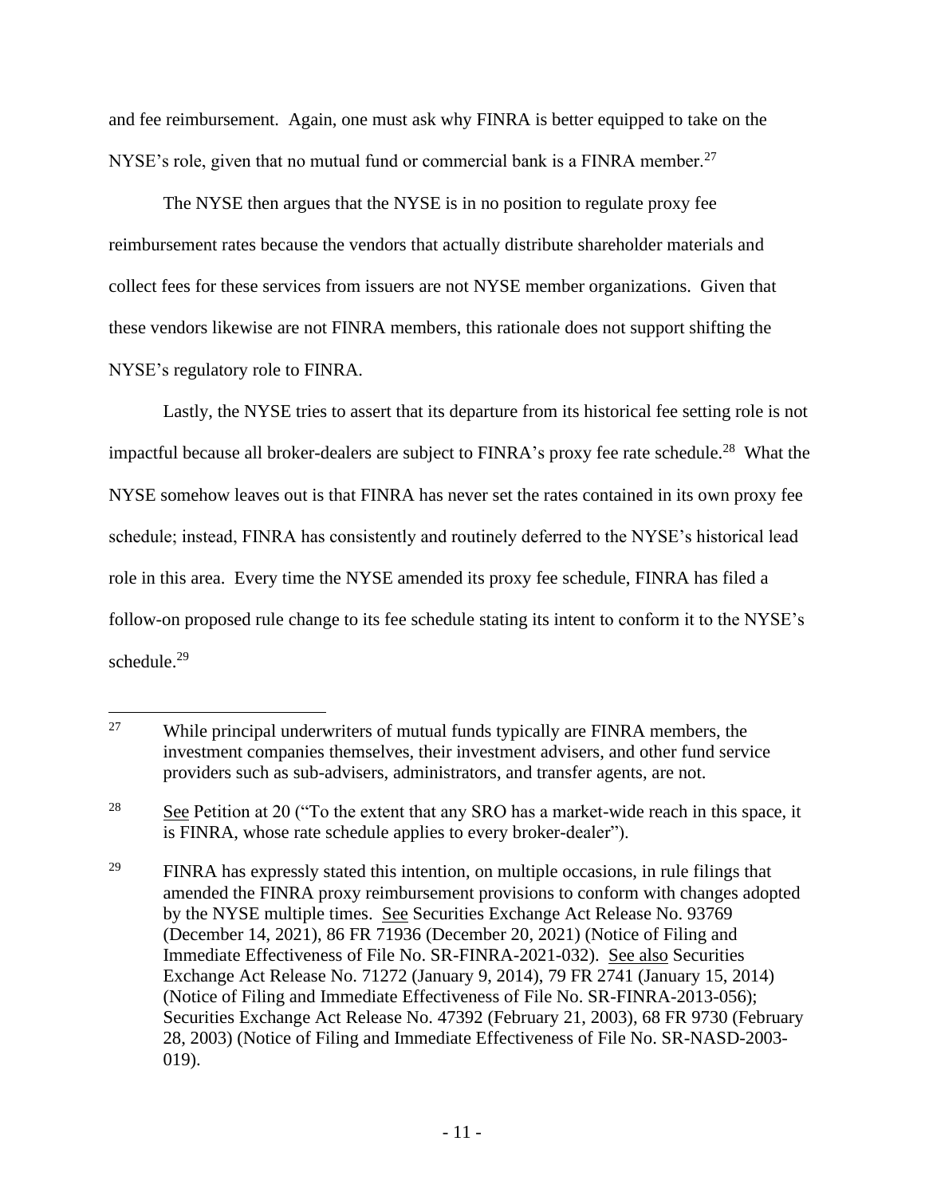and fee reimbursement. Again, one must ask why FINRA is better equipped to take on the NYSE's role, given that no mutual fund or commercial bank is a FINRA member.[27]

The NYSE then argues that the NYSE is in no position to regulate proxy fee reimbursement rates because the vendors that actually distribute shareholder materials and collect fees for these services from issuers are not NYSE member organizations. Given that these vendors likewise are not FINRA members, this rationale does not support shifting the NYSE's regulatory role to FINRA.

Lastly, the NYSE tries to assert that its departure from its historical fee setting role is not impactful because all broker-dealers are subject to FINRA's proxy fee rate schedule.[28] What the NYSE somehow leaves out is that FINRA has never set the rates contained in its own proxy fee schedule; instead, FINRA has consistently and routinely deferred to the NYSE's historical lead role in this area. Every time the NYSE amended its proxy fee schedule, FINRA has filed a follow-on proposed rule change to its fee schedule stating its intent to conform it to the NYSE's schedule.[29]

---

[27] While principal underwriters of mutual funds typically are FINRA members, the investment companies themselves, their investment advisers, and other fund service providers such as sub-advisers, administrators, and transfer agents, are not.

[28] See Petition at 20 ("To the extent that any SRO has a market-wide reach in this space, it is FINRA, whose rate schedule applies to every broker-dealer").

[29] FINRA has expressly stated this intention, on multiple occasions, in rule filings that amended the FINRA proxy reimbursement provisions to conform with changes adopted by the NYSE multiple times. See Securities Exchange Act Release No. 93769 (December 14, 2021), 86 FR 71936 (December 20, 2021) (Notice of Filing and Immediate Effectiveness of File No. SR-FINRA-2021-032). See also Securities Exchange Act Release No. 71272 (January 9, 2014), 79 FR 2741 (January 15, 2014) (Notice of Filing and Immediate Effectiveness of File No. SR-FINRA-2013-056); Securities Exchange Act Release No. 47392 (February 21, 2003), 68 FR 9730 (February 28, 2003) (Notice of Filing and Immediate Effectiveness of File No. SR-NASD-2003-019).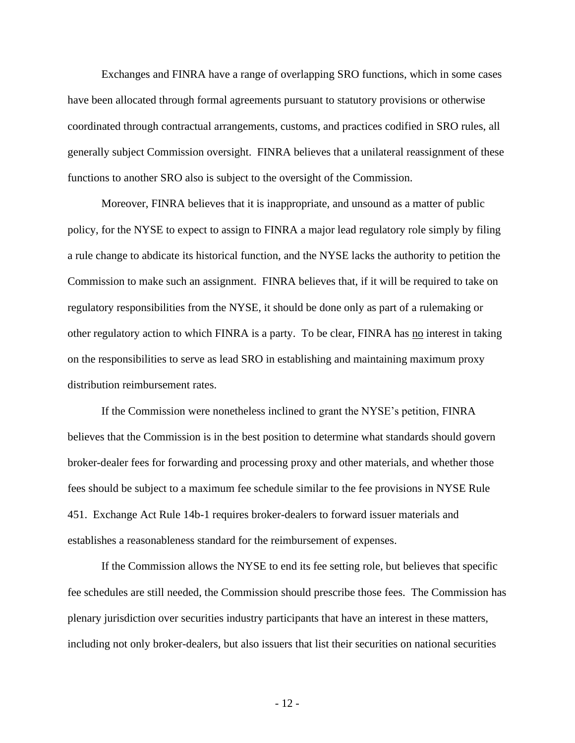Exchanges and FINRA have a range of overlapping SRO functions, which in some cases have been allocated through formal agreements pursuant to statutory provisions or otherwise coordinated through contractual arrangements, customs, and practices codified in SRO rules, all generally subject Commission oversight. FINRA believes that a unilateral reassignment of these functions to another SRO also is subject to the oversight of the Commission.

Moreover, FINRA believes that it is inappropriate, and unsound as a matter of public policy, for the NYSE to expect to assign to FINRA a major lead regulatory role simply by filing a rule change to abdicate its historical function, and the NYSE lacks the authority to petition the Commission to make such an assignment. FINRA believes that, if it will be required to take on regulatory responsibilities from the NYSE, it should be done only as part of a rulemaking or other regulatory action to which FINRA is a party. To be clear, FINRA has <u>no</u> interest in taking on the responsibilities to serve as lead SRO in establishing and maintaining maximum proxy distribution reimbursement rates.

If the Commission were nonetheless inclined to grant the NYSE's petition, FINRA believes that the Commission is in the best position to determine what standards should govern broker-dealer fees for forwarding and processing proxy and other materials, and whether those fees should be subject to a maximum fee schedule similar to the fee provisions in NYSE Rule 451. Exchange Act Rule 14b-1 requires broker-dealers to forward issuer materials and establishes a reasonableness standard for the reimbursement of expenses.

If the Commission allows the NYSE to end its fee setting role, but believes that specific fee schedules are still needed, the Commission should prescribe those fees. The Commission has plenary jurisdiction over securities industry participants that have an interest in these matters, including not only broker-dealers, but also issuers that list their securities on national securities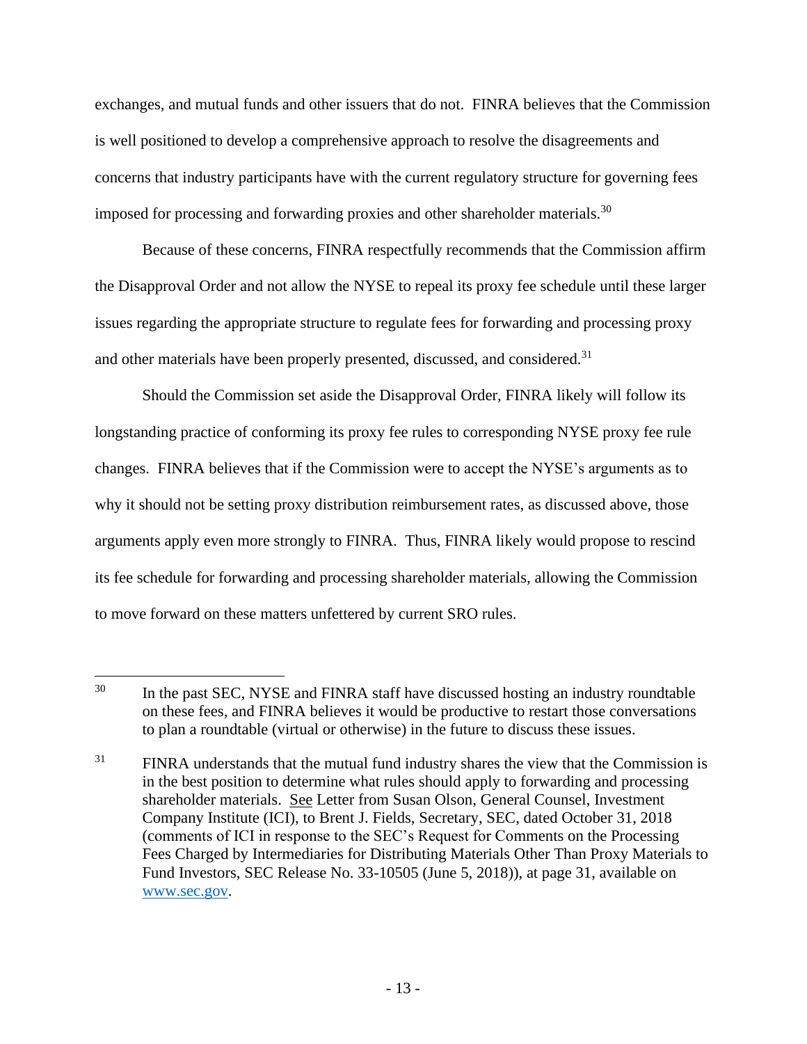exchanges, and mutual funds and other issuers that do not. FINRA believes that the Commission is well positioned to develop a comprehensive approach to resolve the disagreements and concerns that industry participants have with the current regulatory structure for governing fees imposed for processing and forwarding proxies and other shareholder materials.[30]

Because of these concerns, FINRA respectfully recommends that the Commission affirm the Disapproval Order and not allow the NYSE to repeal its proxy fee schedule until these larger issues regarding the appropriate structure to regulate fees for forwarding and processing proxy and other materials have been properly presented, discussed, and considered.[31]

Should the Commission set aside the Disapproval Order, FINRA likely will follow its longstanding practice of conforming its proxy fee rules to corresponding NYSE proxy fee rule changes. FINRA believes that if the Commission were to accept the NYSE's arguments as to why it should not be setting proxy distribution reimbursement rates, as discussed above, those arguments apply even more strongly to FINRA. Thus, FINRA likely would propose to rescind its fee schedule for forwarding and processing shareholder materials, allowing the Commission to move forward on these matters unfettered by current SRO rules.

---

[30] In the past SEC, NYSE and FINRA staff have discussed hosting an industry roundtable on these fees, and FINRA believes it would be productive to restart those conversations to plan a roundtable (virtual or otherwise) in the future to discuss these issues.

[31] FINRA understands that the mutual fund industry shares the view that the Commission is in the best position to determine what rules should apply to forwarding and processing shareholder materials. See Letter from Susan Olson, General Counsel, Investment Company Institute (ICI), to Brent J. Fields, Secretary, SEC, dated October 31, 2018 (comments of ICI in response to the SEC's Request for Comments on the Processing Fees Charged by Intermediaries for Distributing Materials Other Than Proxy Materials to Fund Investors, SEC Release No. 33-10505 (June 5, 2018)), at page 31, available on www.sec.gov.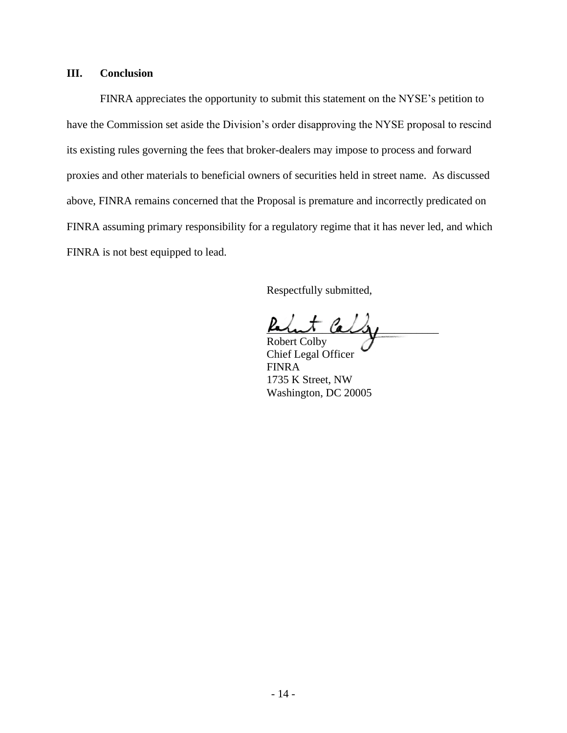## III. Conclusion

FINRA appreciates the opportunity to submit this statement on the NYSE's petition to have the Commission set aside the Division's order disapproving the NYSE proposal to rescind its existing rules governing the fees that broker-dealers may impose to process and forward proxies and other materials to beneficial owners of securities held in street name. As discussed above, FINRA remains concerned that the Proposal is premature and incorrectly predicated on FINRA assuming primary responsibility for a regulatory regime that it has never led, and which FINRA is not best equipped to lead.

Respectfully submitted,

Robert Colby
Chief Legal Officer
FINRA
1735 K Street, NW
Washington, DC 20005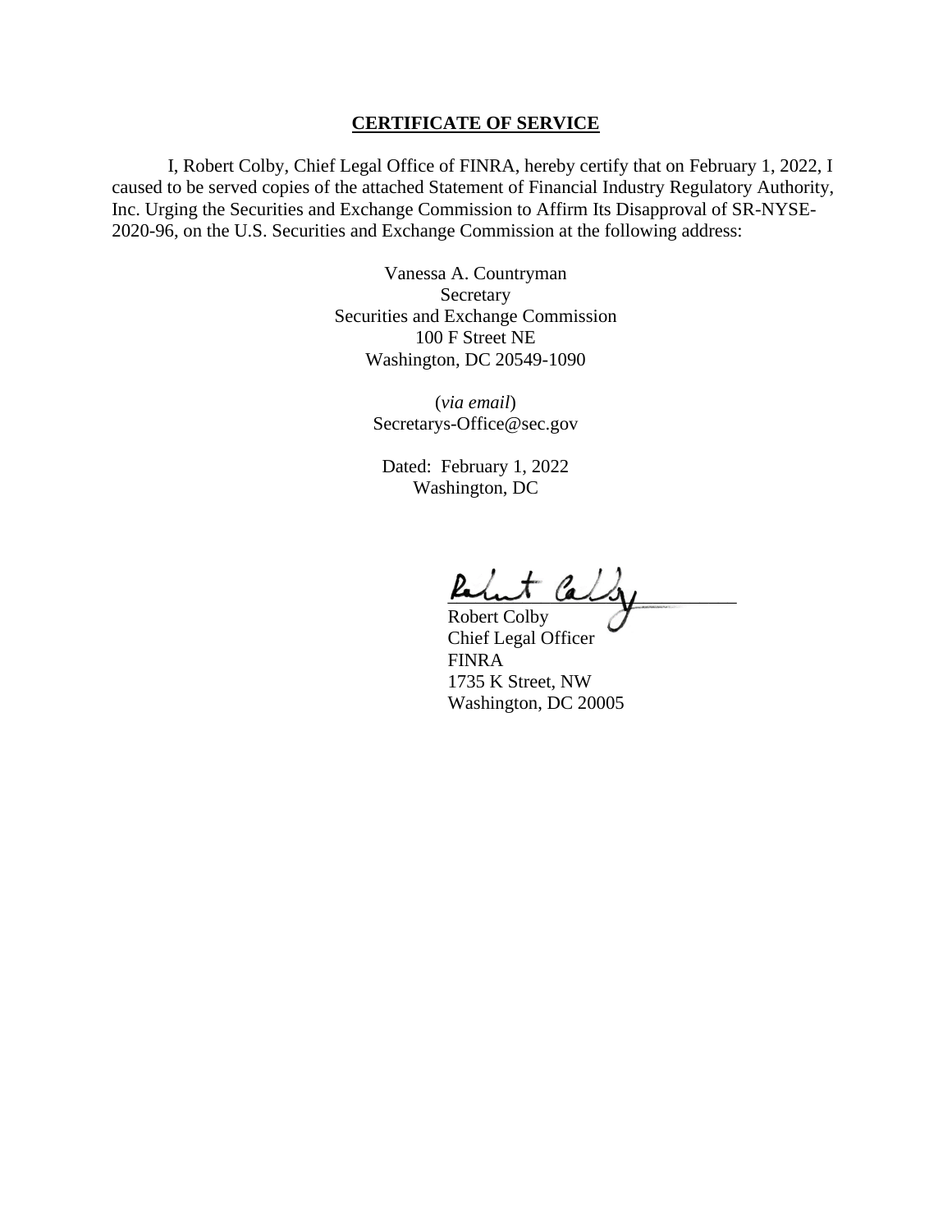**CERTIFICATE OF SERVICE**

I, Robert Colby, Chief Legal Office of FINRA, hereby certify that on February 1, 2022, I caused to be served copies of the attached Statement of Financial Industry Regulatory Authority, Inc. Urging the Securities and Exchange Commission to Affirm Its Disapproval of SR-NYSE-2020-96, on the U.S. Securities and Exchange Commission at the following address:

Vanessa A. Countryman
Secretary
Securities and Exchange Commission
100 F Street NE
Washington, DC 20549-1090

(*via email*)
Secretarys-Office@sec.gov

Dated: February 1, 2022
Washington, DC

Robert Colby
Chief Legal Officer
FINRA
1735 K Street, NW
Washington, DC 20005